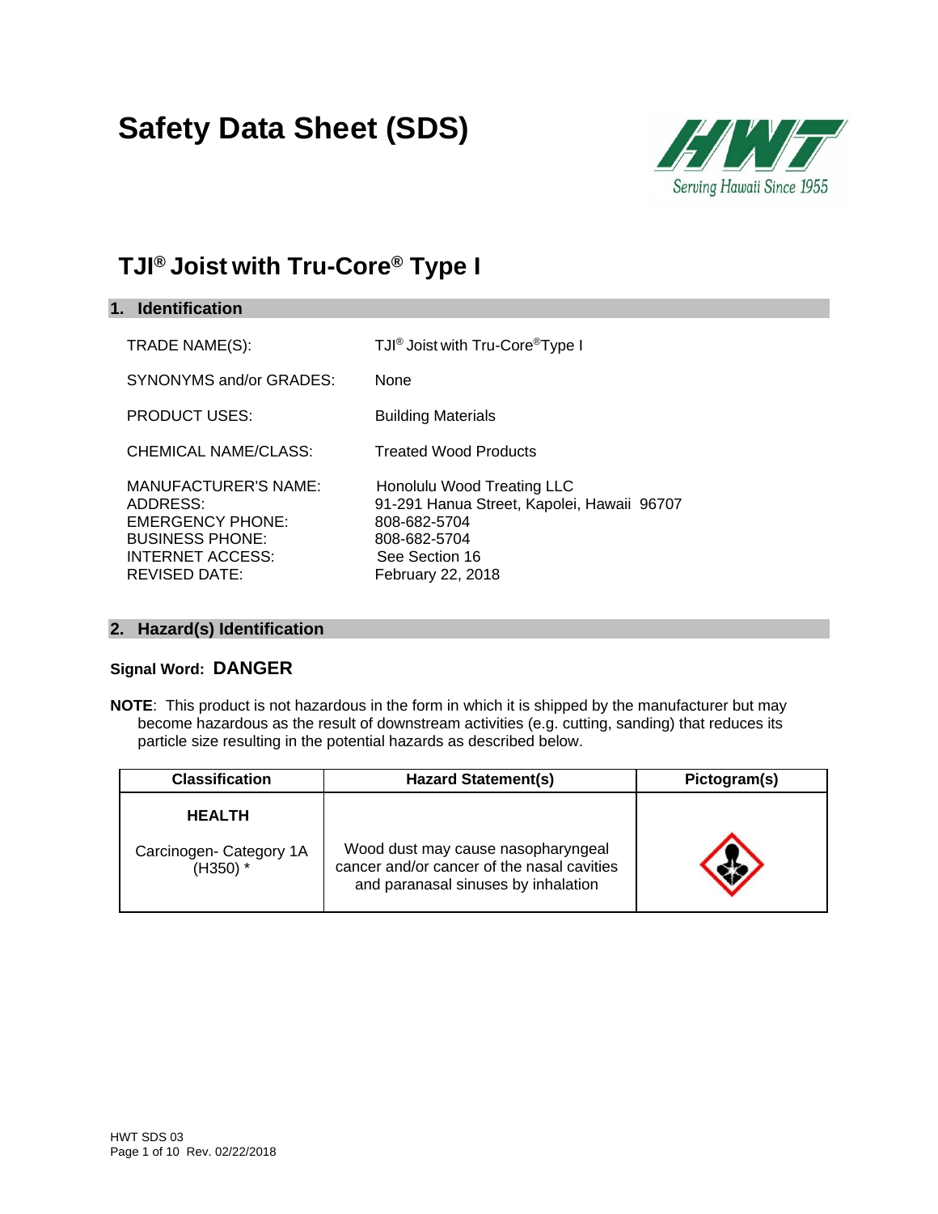# Safety Data Sheet (SDS)

## TJI® Joist with Tru-Core® Type I

### 1. Identification

TRADE NAME(S): TJI® Joist with Tru-Core® Type I

SYNONYMS and/or GRADES: None

PRODUCT USES: Building Materials

CHEMICAL NAME/CLASS: Treated Wood Products

MANUFACTURER'S NAME: Honolulu Wood Treating LLC
ADDRESS: 91-291 Hanua Street, Kapolei, Hawaii 96707
EMERGENCY PHONE: 808-682-5704
BUSINESS PHONE: 808-682-5704
INTERNET ACCESS: See Section 16
REVISED DATE: February 22, 2018

### 2. Hazard(s) Identification

**Signal Word: DANGER**

**NOTE**: This product is not hazardous in the form in which it is shipped by the manufacturer but may become hazardous as the result of downstream activities (e.g. cutting, sanding) that reduces its particle size resulting in the potential hazards as described below.

| Classification | Hazard Statement(s) | Pictogram(s) |
|---|---|---|
| **HEALTH**<br>Carcinogen- Category 1A (H350) * | Wood dust may cause nasopharyngeal cancer and/or cancer of the nasal cavities and paranasal sinuses by inhalation | |

HWT SDS 03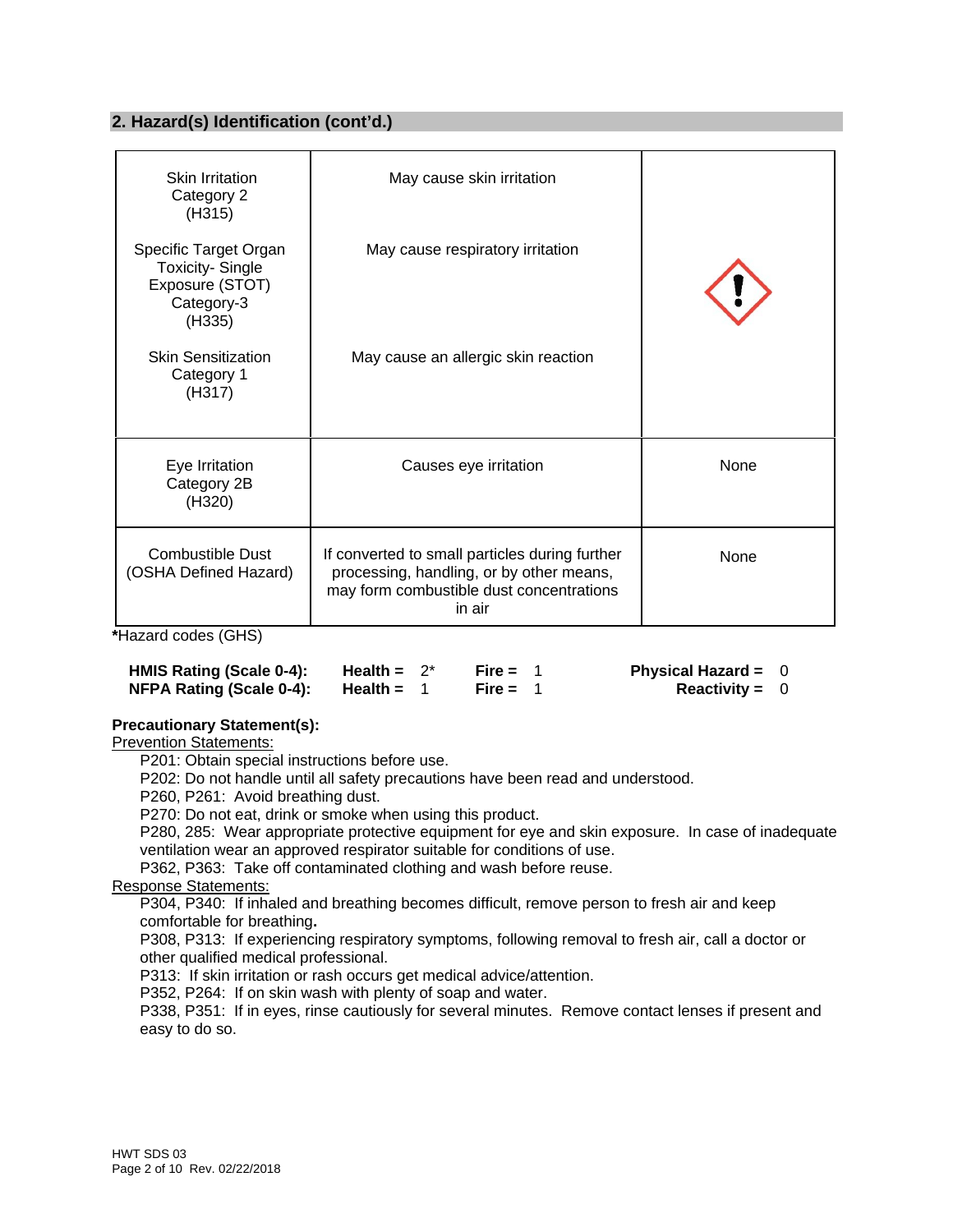## 2. Hazard(s) Identification (cont'd.)

| | | |
|---|---|---|
| Skin Irritation Category 2 (H315)<br><br>Specific Target Organ Toxicity- Single Exposure (STOT) Category-3 (H335)<br><br>Skin Sensitization Category 1 (H317) | May cause skin irritation<br><br>May cause respiratory irritation<br><br>May cause an allergic skin reaction | |
| Eye Irritation Category 2B (H320) | Causes eye irritation | None |
| Combustible Dust (OSHA Defined Hazard) | If converted to small particles during further processing, handling, or by other means, may form combustible dust concentrations in air | None |

***Hazard codes (GHS)**

| | | | |
|---|---|---|---|
| **HMIS Rating (Scale 0-4):** | **Health =** 2* | **Fire =** 1 | **Physical Hazard =** 0 |
| **NFPA Rating (Scale 0-4):** | **Health =** 1 | **Fire =** 1 | **Reactivity =** 0 |

**Precautionary Statement(s):**

Prevention Statements:

P201: Obtain special instructions before use.
P202: Do not handle until all safety precautions have been read and understood.
P260, P261: Avoid breathing dust.
P270: Do not eat, drink or smoke when using this product.
P280, 285: Wear appropriate protective equipment for eye and skin exposure. In case of inadequate ventilation wear an approved respirator suitable for conditions of use.
P362, P363: Take off contaminated clothing and wash before reuse.

Response Statements:

P304, P340: If inhaled and breathing becomes difficult, remove person to fresh air and keep comfortable for breathing**.**
P308, P313: If experiencing respiratory symptoms, following removal to fresh air, call a doctor or other qualified medical professional.
P313: If skin irritation or rash occurs get medical advice/attention.
P352, P264: If on skin wash with plenty of soap and water.
P338, P351: If in eyes, rinse cautiously for several minutes. Remove contact lenses if present and easy to do so.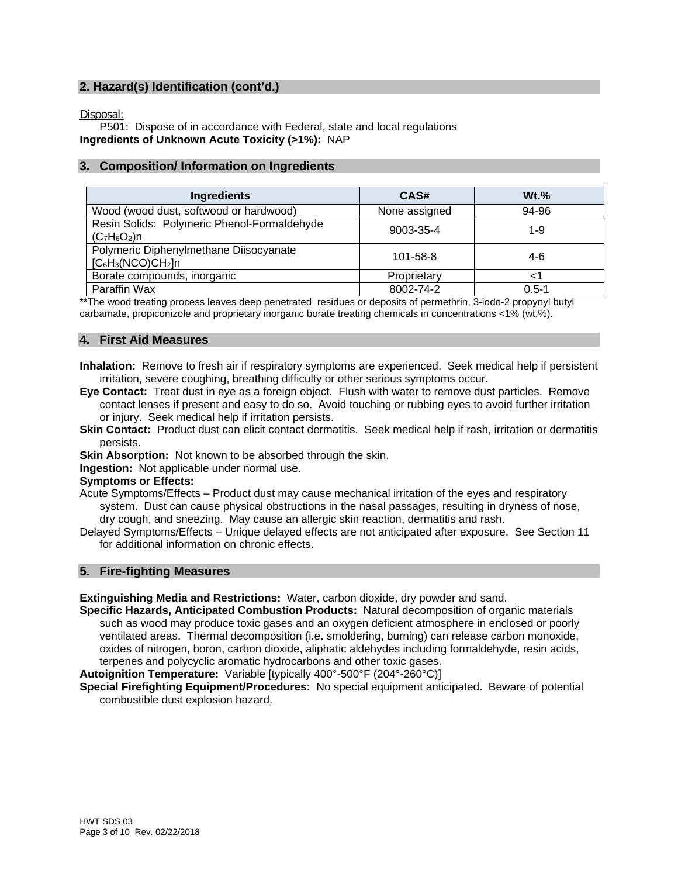## 2. Hazard(s) Identification (cont'd.)

Disposal:

P501: Dispose of in accordance with Federal, state and local regulations

**Ingredients of Unknown Acute Toxicity (>1%):** NAP

## 3. Composition/ Information on Ingredients

| Ingredients | CAS# | Wt.% |
|---|---|---|
| Wood (wood dust, softwood or hardwood) | None assigned | 94-96 |
| Resin Solids: Polymeric Phenol-Formaldehyde $(C_7H_6O_2)n$ | 9003-35-4 | 1-9 |
| Polymeric Diphenylmethane Diisocyanate $[C_6H_3(NCO)CH_2]n$ | 101-58-8 | 4-6 |
| Borate compounds, inorganic | Proprietary | <1 |
| Paraffin Wax | 8002-74-2 | 0.5-1 |

**The wood treating process leaves deep penetrated residues or deposits of permethrin, 3-iodo-2 propynyl butyl carbamate, propiconizole and proprietary inorganic borate treating chemicals in concentrations <1% (wt.%).

## 4. First Aid Measures

**Inhalation:** Remove to fresh air if respiratory symptoms are experienced. Seek medical help if persistent irritation, severe coughing, breathing difficulty or other serious symptoms occur.

**Eye Contact:** Treat dust in eye as a foreign object. Flush with water to remove dust particles. Remove contact lenses if present and easy to do so. Avoid touching or rubbing eyes to avoid further irritation or injury. Seek medical help if irritation persists.

**Skin Contact:** Product dust can elicit contact dermatitis. Seek medical help if rash, irritation or dermatitis persists.

**Skin Absorption:** Not known to be absorbed through the skin.

**Ingestion:** Not applicable under normal use.

**Symptoms or Effects:**

Acute Symptoms/Effects – Product dust may cause mechanical irritation of the eyes and respiratory system. Dust can cause physical obstructions in the nasal passages, resulting in dryness of nose, dry cough, and sneezing. May cause an allergic skin reaction, dermatitis and rash.

Delayed Symptoms/Effects – Unique delayed effects are not anticipated after exposure. See Section 11 for additional information on chronic effects.

## 5. Fire-fighting Measures

**Extinguishing Media and Restrictions:** Water, carbon dioxide, dry powder and sand.

**Specific Hazards, Anticipated Combustion Products:** Natural decomposition of organic materials such as wood may produce toxic gases and an oxygen deficient atmosphere in enclosed or poorly ventilated areas. Thermal decomposition (i.e. smoldering, burning) can release carbon monoxide, oxides of nitrogen, boron, carbon dioxide, aliphatic aldehydes including formaldehyde, resin acids, terpenes and polycyclic aromatic hydrocarbons and other toxic gases.

**Autoignition Temperature:** Variable [typically 400°-500°F (204°-260°C)]

**Special Firefighting Equipment/Procedures:** No special equipment anticipated. Beware of potential combustible dust explosion hazard.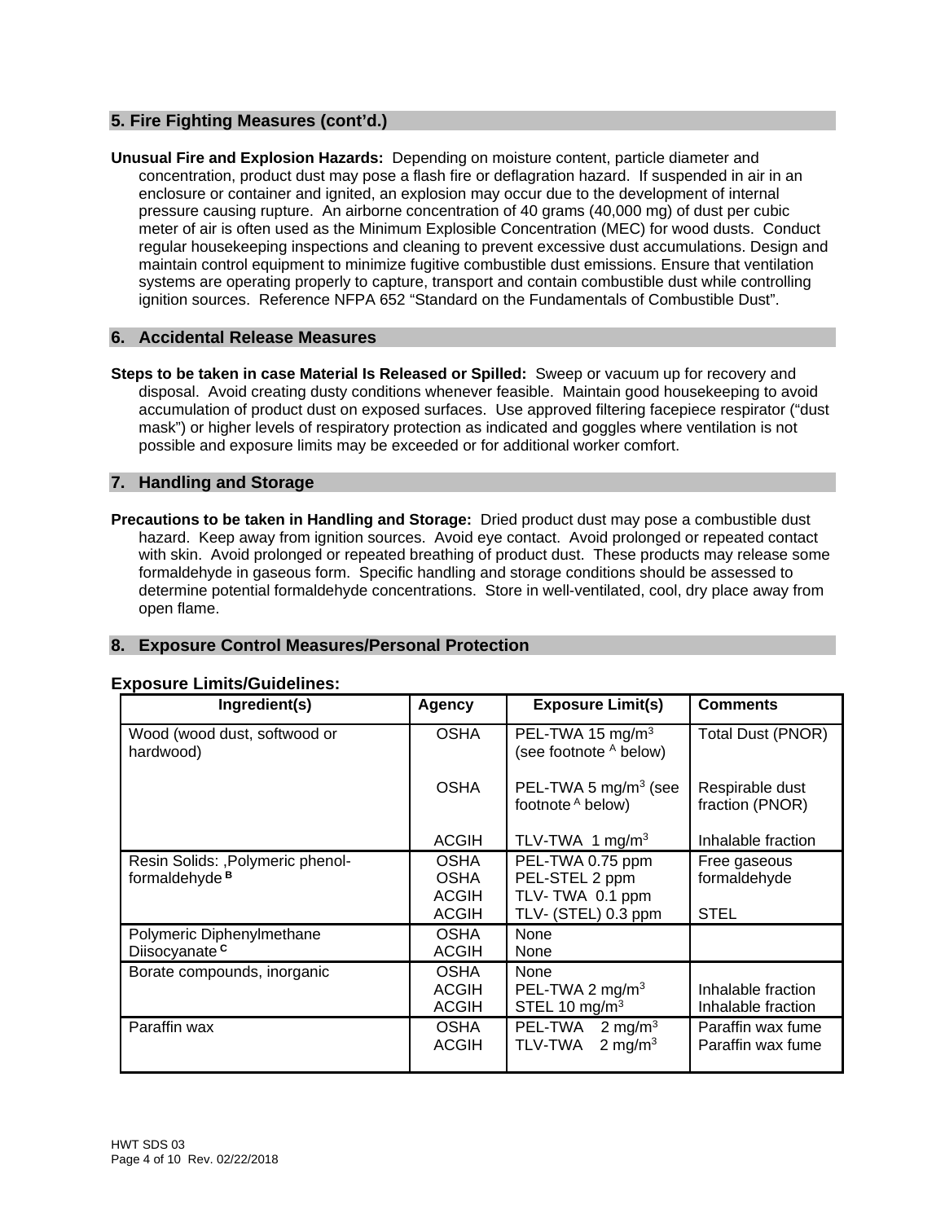## 5. Fire Fighting Measures (cont'd.)

**Unusual Fire and Explosion Hazards:** Depending on moisture content, particle diameter and concentration, product dust may pose a flash fire or deflagration hazard. If suspended in air in an enclosure or container and ignited, an explosion may occur due to the development of internal pressure causing rupture. An airborne concentration of 40 grams (40,000 mg) of dust per cubic meter of air is often used as the Minimum Explosible Concentration (MEC) for wood dusts. Conduct regular housekeeping inspections and cleaning to prevent excessive dust accumulations. Design and maintain control equipment to minimize fugitive combustible dust emissions. Ensure that ventilation systems are operating properly to capture, transport and contain combustible dust while controlling ignition sources. Reference NFPA 652 "Standard on the Fundamentals of Combustible Dust".

## 6. Accidental Release Measures

**Steps to be taken in case Material Is Released or Spilled:** Sweep or vacuum up for recovery and disposal. Avoid creating dusty conditions whenever feasible. Maintain good housekeeping to avoid accumulation of product dust on exposed surfaces. Use approved filtering facepiece respirator ("dust mask") or higher levels of respiratory protection as indicated and goggles where ventilation is not possible and exposure limits may be exceeded or for additional worker comfort.

## 7. Handling and Storage

**Precautions to be taken in Handling and Storage:** Dried product dust may pose a combustible dust hazard. Keep away from ignition sources. Avoid eye contact. Avoid prolonged or repeated contact with skin. Avoid prolonged or repeated breathing of product dust. These products may release some formaldehyde in gaseous form. Specific handling and storage conditions should be assessed to determine potential formaldehyde concentrations. Store in well-ventilated, cool, dry place away from open flame.

## 8. Exposure Control Measures/Personal Protection

**Exposure Limits/Guidelines:**

| Ingredient(s) | Agency | Exposure Limit(s) | Comments |
|---|---|---|---|
| Wood (wood dust, softwood or hardwood) | OSHA | PEL-TWA 15 $mg/m^3$ (see footnote [A] below) | Total Dust (PNOR) |
| | OSHA | PEL-TWA 5 $mg/m^3$ (see footnote [A] below) | Respirable dust fraction (PNOR) |
| | ACGIH | TLV-TWA 1 $mg/m^3$ | Inhalable fraction |
| Resin Solids: ,Polymeric phenol-formaldehyde [B] | OSHA<br>OSHA<br>ACGIH<br>ACGIH | PEL-TWA 0.75 ppm<br>PEL-STEL 2 ppm<br>TLV- TWA 0.1 ppm<br>TLV- (STEL) 0.3 ppm | Free gaseous formaldehyde<br><br>STEL |
| Polymeric Diphenylmethane Diisocyanate [C] | OSHA<br>ACGIH | None<br>None | |
| Borate compounds, inorganic | OSHA<br>ACGIH<br>ACGIH | None<br>PEL-TWA 2 $mg/m^3$<br>STEL 10 $mg/m^3$ | <br>Inhalable fraction<br>Inhalable fraction |
| Paraffin wax | OSHA<br>ACGIH | PEL-TWA 2 $mg/m^3$<br>TLV-TWA 2 $mg/m^3$ | Paraffin wax fume<br>Paraffin wax fume |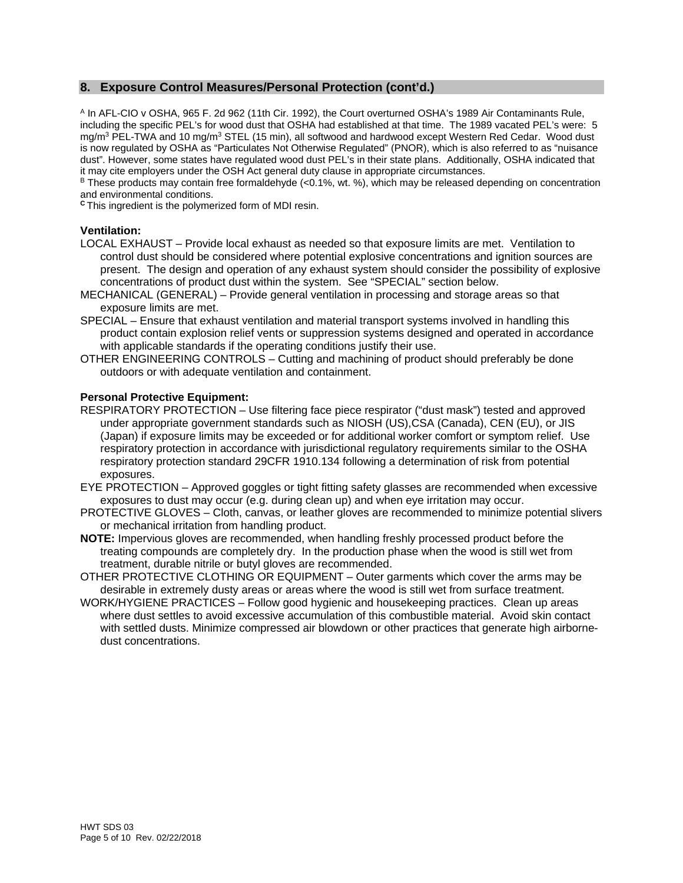## 8. Exposure Control Measures/Personal Protection (cont'd.)

[A] In AFL-CIO v OSHA, 965 F. 2d 962 (11th Cir. 1992), the Court overturned OSHA's 1989 Air Contaminants Rule, including the specific PEL's for wood dust that OSHA had established at that time. The 1989 vacated PEL's were: 5 $mg/m^3$ PEL-TWA and 10 $mg/m^3$ STEL (15 min), all softwood and hardwood except Western Red Cedar. Wood dust is now regulated by OSHA as "Particulates Not Otherwise Regulated" (PNOR), which is also referred to as "nuisance dust". However, some states have regulated wood dust PEL's in their state plans. Additionally, OSHA indicated that it may cite employers under the OSH Act general duty clause in appropriate circumstances.

[B] These products may contain free formaldehyde (<0.1%, wt. %), which may be released depending on concentration and environmental conditions.

[C] This ingredient is the polymerized form of MDI resin.

**Ventilation:**

LOCAL EXHAUST – Provide local exhaust as needed so that exposure limits are met. Ventilation to control dust should be considered where potential explosive concentrations and ignition sources are present. The design and operation of any exhaust system should consider the possibility of explosive concentrations of product dust within the system. See "SPECIAL" section below.

MECHANICAL (GENERAL) – Provide general ventilation in processing and storage areas so that exposure limits are met.

SPECIAL – Ensure that exhaust ventilation and material transport systems involved in handling this product contain explosion relief vents or suppression systems designed and operated in accordance with applicable standards if the operating conditions justify their use.

OTHER ENGINEERING CONTROLS – Cutting and machining of product should preferably be done outdoors or with adequate ventilation and containment.

**Personal Protective Equipment:**

RESPIRATORY PROTECTION – Use filtering face piece respirator ("dust mask") tested and approved under appropriate government standards such as NIOSH (US),CSA (Canada), CEN (EU), or JIS (Japan) if exposure limits may be exceeded or for additional worker comfort or symptom relief. Use respiratory protection in accordance with jurisdictional regulatory requirements similar to the OSHA respiratory protection standard 29CFR 1910.134 following a determination of risk from potential exposures.

EYE PROTECTION – Approved goggles or tight fitting safety glasses are recommended when excessive exposures to dust may occur (e.g. during clean up) and when eye irritation may occur.

PROTECTIVE GLOVES – Cloth, canvas, or leather gloves are recommended to minimize potential slivers or mechanical irritation from handling product.

**NOTE:** Impervious gloves are recommended, when handling freshly processed product before the treating compounds are completely dry. In the production phase when the wood is still wet from treatment, durable nitrile or butyl gloves are recommended.

OTHER PROTECTIVE CLOTHING OR EQUIPMENT – Outer garments which cover the arms may be desirable in extremely dusty areas or areas where the wood is still wet from surface treatment.

WORK/HYGIENE PRACTICES – Follow good hygienic and housekeeping practices. Clean up areas where dust settles to avoid excessive accumulation of this combustible material. Avoid skin contact with settled dusts. Minimize compressed air blowdown or other practices that generate high airborne-dust concentrations.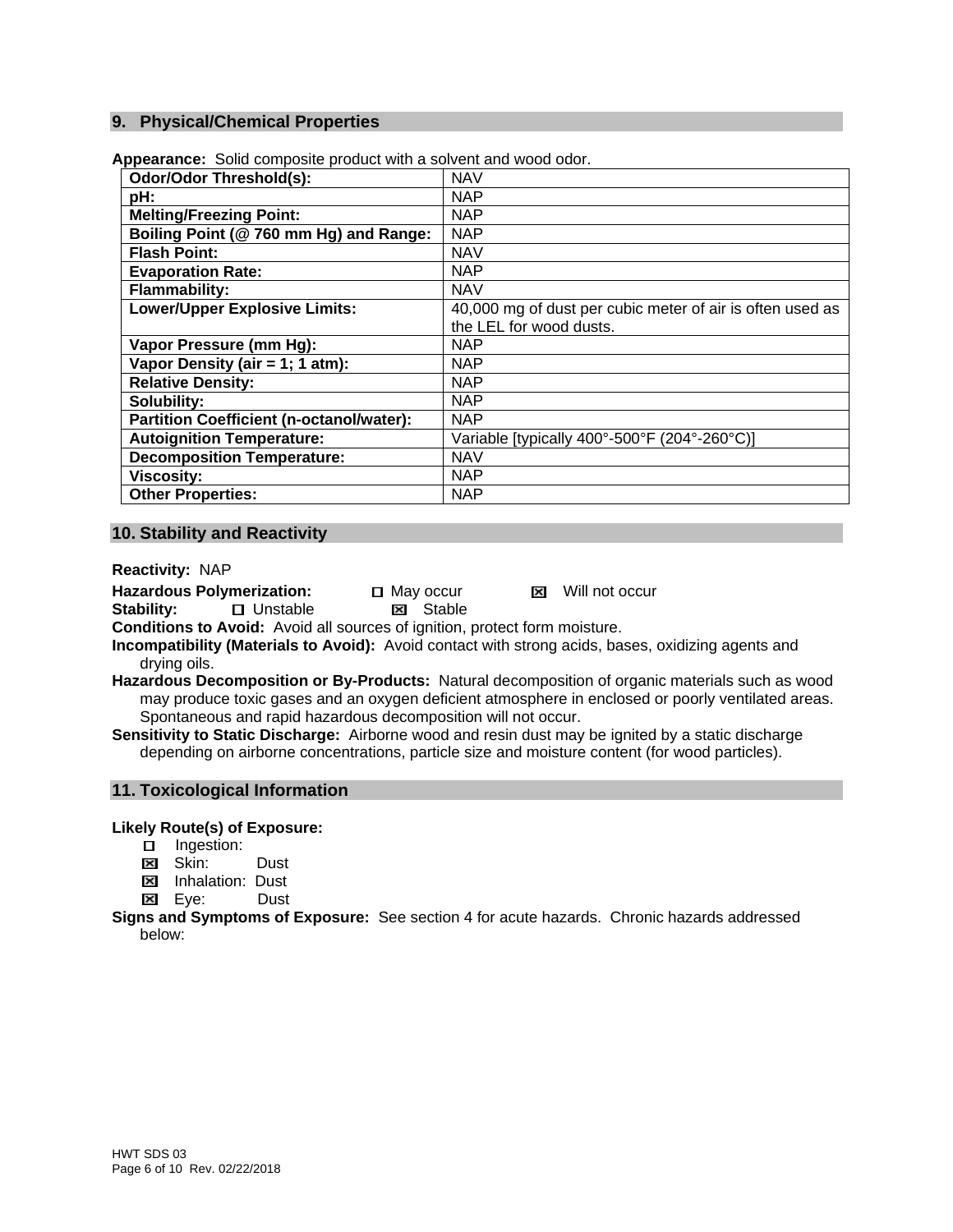## 9. Physical/Chemical Properties

**Appearance:** Solid composite product with a solvent and wood odor.

| | |
|---|---|
| **Odor/Odor Threshold(s):** | NAV |
| **pH:** | NAP |
| **Melting/Freezing Point:** | NAP |
| **Boiling Point (@ 760 mm Hg) and Range:** | NAP |
| **Flash Point:** | NAV |
| **Evaporation Rate:** | NAP |
| **Flammability:** | NAV |
| **Lower/Upper Explosive Limits:** | 40,000 mg of dust per cubic meter of air is often used as the LEL for wood dusts. |
| **Vapor Pressure (mm Hg):** | NAP |
| **Vapor Density (air = 1; 1 atm):** | NAP |
| **Relative Density:** | NAP |
| **Solubility:** | NAP |
| **Partition Coefficient (n-octanol/water):** | NAP |
| **Autoignition Temperature:** | Variable [typically 400°-500°F (204°-260°C)] |
| **Decomposition Temperature:** | NAV |
| **Viscosity:** | NAP |
| **Other Properties:** | NAP |

## 10. Stability and Reactivity

**Reactivity:** NAP

**Hazardous Polymerization:** ☐ May occur ☒ Will not occur

**Stability:** ☐ Unstable ☒ Stable

**Conditions to Avoid:** Avoid all sources of ignition, protect form moisture.

**Incompatibility (Materials to Avoid):** Avoid contact with strong acids, bases, oxidizing agents and drying oils.

**Hazardous Decomposition or By-Products:** Natural decomposition of organic materials such as wood may produce toxic gases and an oxygen deficient atmosphere in enclosed or poorly ventilated areas. Spontaneous and rapid hazardous decomposition will not occur.

**Sensitivity to Static Discharge:** Airborne wood and resin dust may be ignited by a static discharge depending on airborne concentrations, particle size and moisture content (for wood particles).

## 11. Toxicological Information

**Likely Route(s) of Exposure:**

- ☐ Ingestion:
- ☒ Skin: Dust
- ☒ Inhalation: Dust
- ☒ Eye: Dust

**Signs and Symptoms of Exposure:** See section 4 for acute hazards. Chronic hazards addressed below: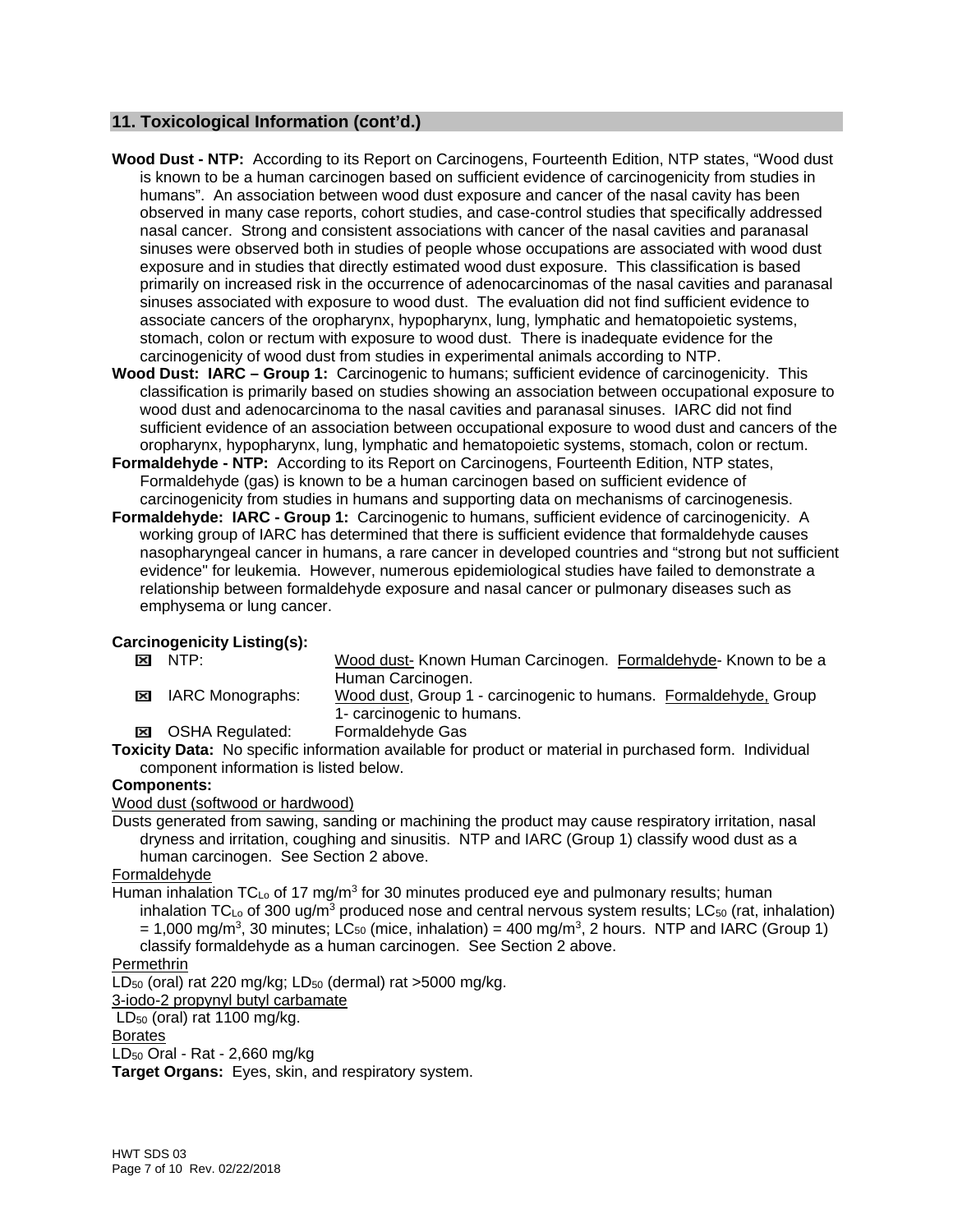## 11. Toxicological Information (cont'd.)

**Wood Dust - NTP:** According to its Report on Carcinogens, Fourteenth Edition, NTP states, "Wood dust is known to be a human carcinogen based on sufficient evidence of carcinogenicity from studies in humans". An association between wood dust exposure and cancer of the nasal cavity has been observed in many case reports, cohort studies, and case-control studies that specifically addressed nasal cancer. Strong and consistent associations with cancer of the nasal cavities and paranasal sinuses were observed both in studies of people whose occupations are associated with wood dust exposure and in studies that directly estimated wood dust exposure. This classification is based primarily on increased risk in the occurrence of adenocarcinomas of the nasal cavities and paranasal sinuses associated with exposure to wood dust. The evaluation did not find sufficient evidence to associate cancers of the oropharynx, hypopharynx, lung, lymphatic and hematopoietic systems, stomach, colon or rectum with exposure to wood dust. There is inadequate evidence for the carcinogenicity of wood dust from studies in experimental animals according to NTP.

**Wood Dust: IARC – Group 1:** Carcinogenic to humans; sufficient evidence of carcinogenicity. This classification is primarily based on studies showing an association between occupational exposure to wood dust and adenocarcinoma to the nasal cavities and paranasal sinuses. IARC did not find sufficient evidence of an association between occupational exposure to wood dust and cancers of the oropharynx, hypopharynx, lung, lymphatic and hematopoietic systems, stomach, colon or rectum.

**Formaldehyde - NTP:** According to its Report on Carcinogens, Fourteenth Edition, NTP states, Formaldehyde (gas) is known to be a human carcinogen based on sufficient evidence of carcinogenicity from studies in humans and supporting data on mechanisms of carcinogenesis.

**Formaldehyde: IARC - Group 1:** Carcinogenic to humans, sufficient evidence of carcinogenicity. A working group of IARC has determined that there is sufficient evidence that formaldehyde causes nasopharyngeal cancer in humans, a rare cancer in developed countries and "strong but not sufficient evidence" for leukemia. However, numerous epidemiological studies have failed to demonstrate a relationship between formaldehyde exposure and nasal cancer or pulmonary diseases such as emphysema or lung cancer.

**Carcinogenicity Listing(s):**

| | |
|---|---|
| ☒ NTP: | Wood dust- Known Human Carcinogen. Formaldehyde- Known to be a Human Carcinogen. |
| ☒ IARC Monographs: | Wood dust, Group 1 - carcinogenic to humans. Formaldehyde, Group 1- carcinogenic to humans. |
| ☒ OSHA Regulated: | Formaldehyde Gas |

**Toxicity Data:** No specific information available for product or material in purchased form. Individual component information is listed below.

**Components:**

Wood dust (softwood or hardwood)

Dusts generated from sawing, sanding or machining the product may cause respiratory irritation, nasal dryness and irritation, coughing and sinusitis. NTP and IARC (Group 1) classify wood dust as a human carcinogen. See Section 2 above.

Formaldehyde

Human inhalation $TC_{Lo}$ of 17 mg/m$^3$ for 30 minutes produced eye and pulmonary results; human inhalation $TC_{Lo}$ of 300 ug/m$^3$ produced nose and central nervous system results; $LC_{50}$ (rat, inhalation) = 1,000 mg/m$^3$, 30 minutes; $LC_{50}$ (mice, inhalation) = 400 mg/m$^3$, 2 hours. NTP and IARC (Group 1) classify formaldehyde as a human carcinogen. See Section 2 above.

Permethrin

$LD_{50}$ (oral) rat 220 mg/kg; $LD_{50}$ (dermal) rat >5000 mg/kg.

3-iodo-2 propynyl butyl carbamate

$LD_{50}$ (oral) rat 1100 mg/kg.

Borates

$LD_{50}$ Oral - Rat - 2,660 mg/kg

**Target Organs:** Eyes, skin, and respiratory system.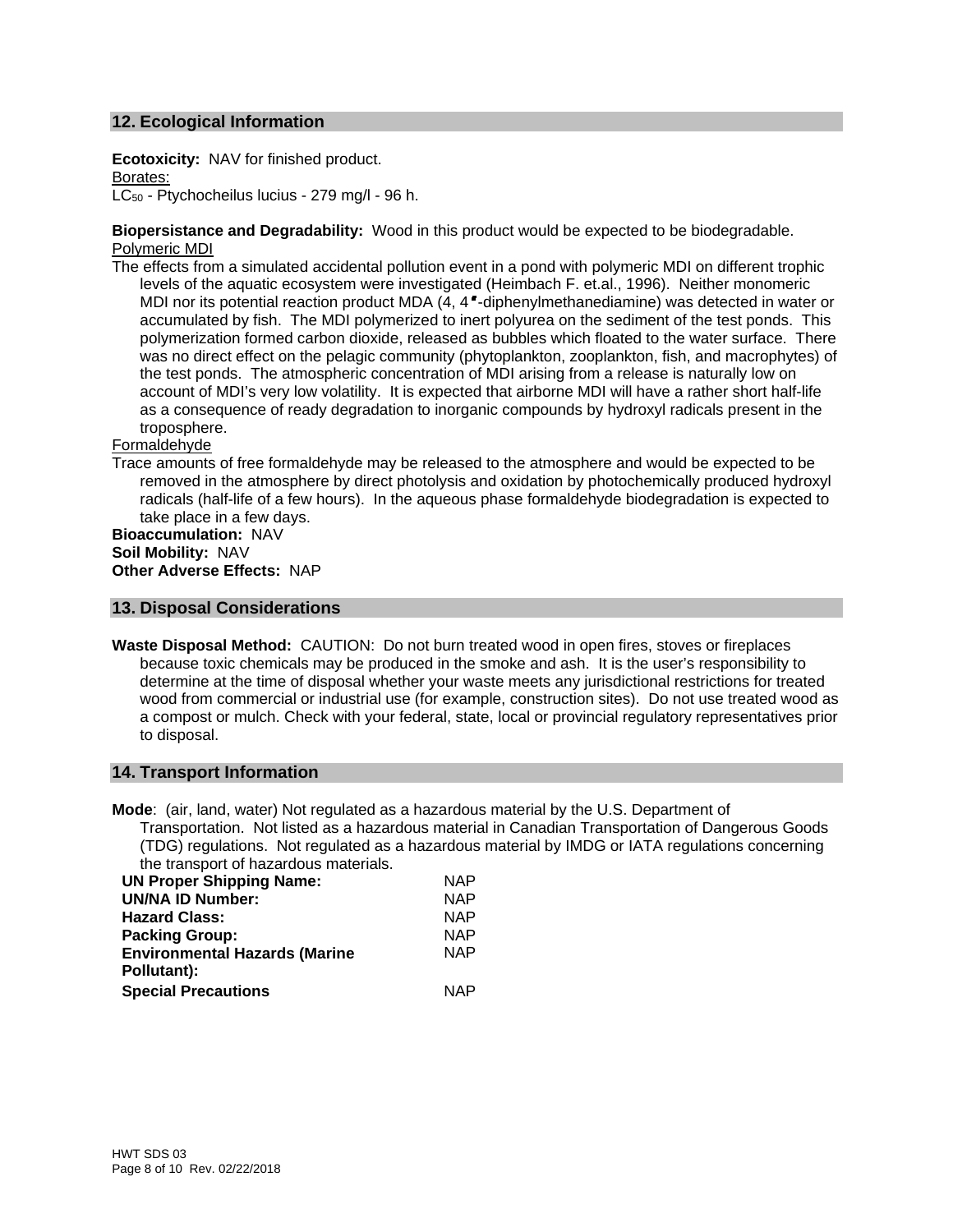## 12. Ecological Information

**Ecotoxicity:** NAV for finished product.

Borates:

$LC_{50}$ - Ptychocheilus lucius - 279 mg/l - 96 h.

**Biopersistance and Degradability:** Wood in this product would be expected to be biodegradable.

Polymeric MDI

The effects from a simulated accidental pollution event in a pond with polymeric MDI on different trophic levels of the aquatic ecosystem were investigated (Heimbach F. et.al., 1996). Neither monomeric MDI nor its potential reaction product MDA (4, 4′-diphenylmethanediamine) was detected in water or accumulated by fish. The MDI polymerized to inert polyurea on the sediment of the test ponds. This polymerization formed carbon dioxide, released as bubbles which floated to the water surface. There was no direct effect on the pelagic community (phytoplankton, zooplankton, fish, and macrophytes) of the test ponds. The atmospheric concentration of MDI arising from a release is naturally low on account of MDI's very low volatility. It is expected that airborne MDI will have a rather short half-life as a consequence of ready degradation to inorganic compounds by hydroxyl radicals present in the troposphere.

Formaldehyde

Trace amounts of free formaldehyde may be released to the atmosphere and would be expected to be removed in the atmosphere by direct photolysis and oxidation by photochemically produced hydroxyl radicals (half-life of a few hours). In the aqueous phase formaldehyde biodegradation is expected to take place in a few days.

**Bioaccumulation:** NAV

**Soil Mobility:** NAV

**Other Adverse Effects:** NAP

## 13. Disposal Considerations

**Waste Disposal Method:** CAUTION: Do not burn treated wood in open fires, stoves or fireplaces because toxic chemicals may be produced in the smoke and ash. It is the user's responsibility to determine at the time of disposal whether your waste meets any jurisdictional restrictions for treated wood from commercial or industrial use (for example, construction sites). Do not use treated wood as a compost or mulch. Check with your federal, state, local or provincial regulatory representatives prior to disposal.

## 14. Transport Information

**Mode**: (air, land, water) Not regulated as a hazardous material by the U.S. Department of Transportation. Not listed as a hazardous material in Canadian Transportation of Dangerous Goods (TDG) regulations. Not regulated as a hazardous material by IMDG or IATA regulations concerning the transport of hazardous materials.

| | |
|---|---|
| **UN Proper Shipping Name:** | NAP |
| **UN/NA ID Number:** | NAP |
| **Hazard Class:** | NAP |
| **Packing Group:** | NAP |
| **Environmental Hazards (Marine Pollutant):** | NAP |
| **Special Precautions** | NAP |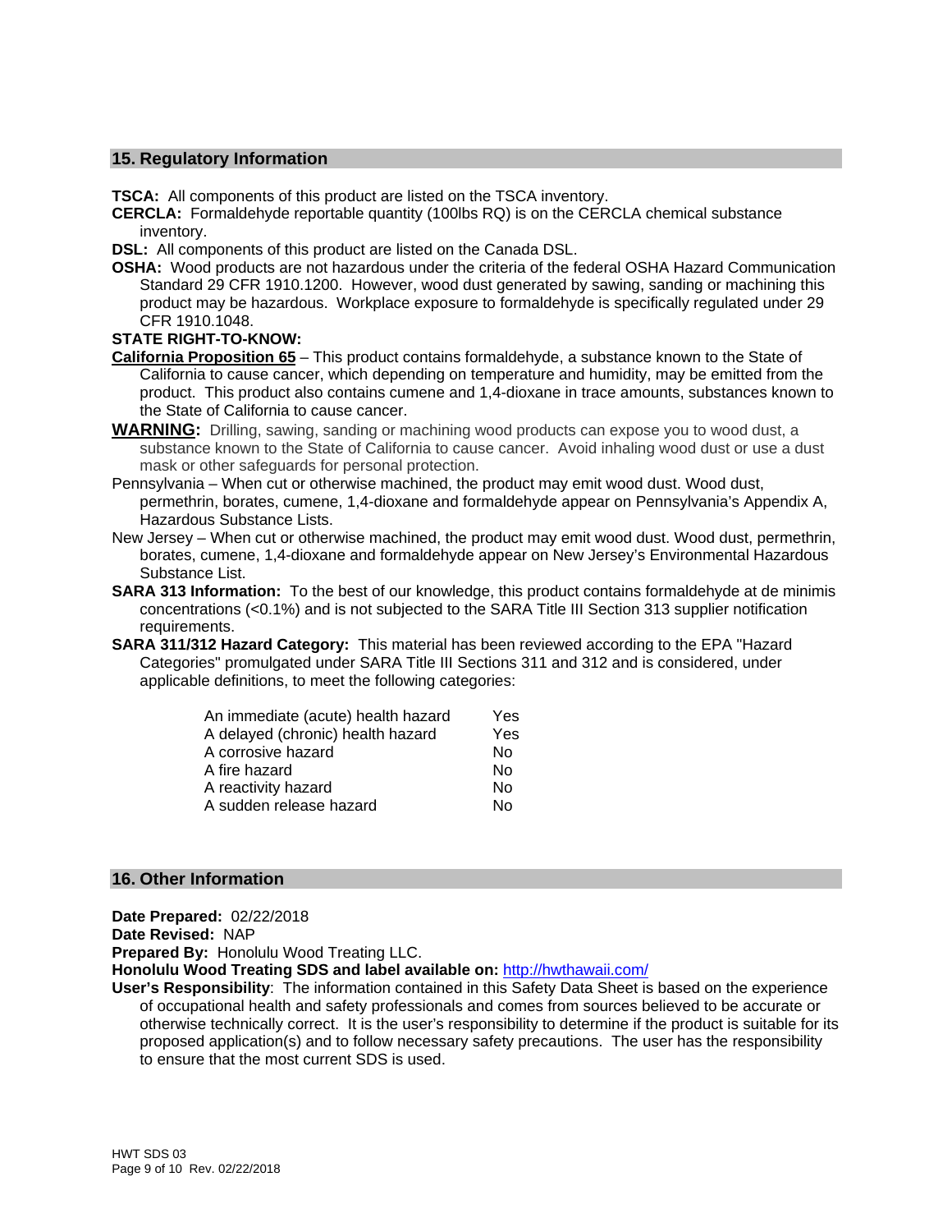## 15. Regulatory Information

**TSCA:** All components of this product are listed on the TSCA inventory.

**CERCLA:** Formaldehyde reportable quantity (100lbs RQ) is on the CERCLA chemical substance inventory.

**DSL:** All components of this product are listed on the Canada DSL.

**OSHA:** Wood products are not hazardous under the criteria of the federal OSHA Hazard Communication Standard 29 CFR 1910.1200. However, wood dust generated by sawing, sanding or machining this product may be hazardous. Workplace exposure to formaldehyde is specifically regulated under 29 CFR 1910.1048.

**STATE RIGHT-TO-KNOW:**

**California Proposition 65** – This product contains formaldehyde, a substance known to the State of California to cause cancer, which depending on temperature and humidity, may be emitted from the product. This product also contains cumene and 1,4-dioxane in trace amounts, substances known to the State of California to cause cancer.

**WARNING:** Drilling, sawing, sanding or machining wood products can expose you to wood dust, a substance known to the State of California to cause cancer. Avoid inhaling wood dust or use a dust mask or other safeguards for personal protection.

Pennsylvania – When cut or otherwise machined, the product may emit wood dust. Wood dust, permethrin, borates, cumene, 1,4-dioxane and formaldehyde appear on Pennsylvania's Appendix A, Hazardous Substance Lists.

New Jersey – When cut or otherwise machined, the product may emit wood dust. Wood dust, permethrin, borates, cumene, 1,4-dioxane and formaldehyde appear on New Jersey's Environmental Hazardous Substance List.

**SARA 313 Information:** To the best of our knowledge, this product contains formaldehyde at de minimis concentrations (<0.1%) and is not subjected to the SARA Title III Section 313 supplier notification requirements.

**SARA 311/312 Hazard Category:** This material has been reviewed according to the EPA "Hazard Categories" promulgated under SARA Title III Sections 311 and 312 and is considered, under applicable definitions, to meet the following categories:

| | |
|---|---|
| An immediate (acute) health hazard | Yes |
| A delayed (chronic) health hazard | Yes |
| A corrosive hazard | No |
| A fire hazard | No |
| A reactivity hazard | No |
| A sudden release hazard | No |

## 16. Other Information

**Date Prepared:** 02/22/2018

**Date Revised:** NAP

**Prepared By:** Honolulu Wood Treating LLC.

**Honolulu Wood Treating SDS and label available on:** http://hwthawaii.com/

**User's Responsibility**: The information contained in this Safety Data Sheet is based on the experience of occupational health and safety professionals and comes from sources believed to be accurate or otherwise technically correct. It is the user's responsibility to determine if the product is suitable for its proposed application(s) and to follow necessary safety precautions. The user has the responsibility to ensure that the most current SDS is used.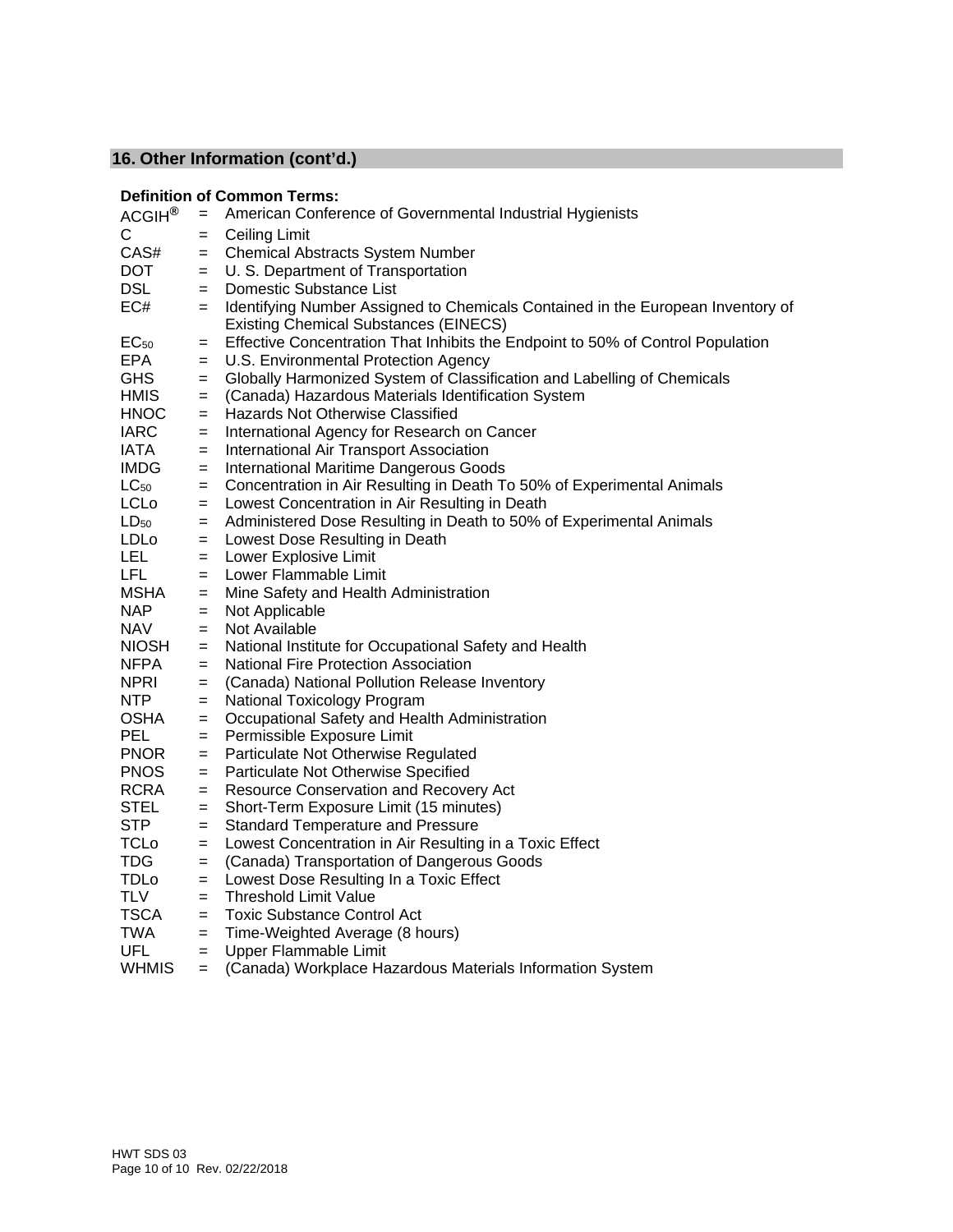## 16. Other Information (cont'd.)

**Definition of Common Terms:**

| | | |
|---|---|---|
| ACGIH® | = | American Conference of Governmental Industrial Hygienists |
| C | = | Ceiling Limit |
| CAS# | = | Chemical Abstracts System Number |
| DOT | = | U. S. Department of Transportation |
| DSL | = | Domestic Substance List |
| EC# | = | Identifying Number Assigned to Chemicals Contained in the European Inventory of Existing Chemical Substances (EINECS) |
| $EC_{50}$ | = | Effective Concentration That Inhibits the Endpoint to 50% of Control Population |
| EPA | = | U.S. Environmental Protection Agency |
| GHS | = | Globally Harmonized System of Classification and Labelling of Chemicals |
| HMIS | = | (Canada) Hazardous Materials Identification System |
| HNOC | = | Hazards Not Otherwise Classified |
| IARC | = | International Agency for Research on Cancer |
| IATA | = | International Air Transport Association |
| IMDG | = | International Maritime Dangerous Goods |
| $LC_{50}$ | = | Concentration in Air Resulting in Death To 50% of Experimental Animals |
| LCLo | = | Lowest Concentration in Air Resulting in Death |
| $LD_{50}$ | = | Administered Dose Resulting in Death to 50% of Experimental Animals |
| LDLo | = | Lowest Dose Resulting in Death |
| LEL | = | Lower Explosive Limit |
| LFL | = | Lower Flammable Limit |
| MSHA | = | Mine Safety and Health Administration |
| NAP | = | Not Applicable |
| NAV | = | Not Available |
| NIOSH | = | National Institute for Occupational Safety and Health |
| NFPA | = | National Fire Protection Association |
| NPRI | = | (Canada) National Pollution Release Inventory |
| NTP | = | National Toxicology Program |
| OSHA | = | Occupational Safety and Health Administration |
| PEL | = | Permissible Exposure Limit |
| PNOR | = | Particulate Not Otherwise Regulated |
| PNOS | = | Particulate Not Otherwise Specified |
| RCRA | = | Resource Conservation and Recovery Act |
| STEL | = | Short-Term Exposure Limit (15 minutes) |
| STP | = | Standard Temperature and Pressure |
| TCLo | = | Lowest Concentration in Air Resulting in a Toxic Effect |
| TDG | = | (Canada) Transportation of Dangerous Goods |
| TDLo | = | Lowest Dose Resulting In a Toxic Effect |
| TLV | = | Threshold Limit Value |
| TSCA | = | Toxic Substance Control Act |
| TWA | = | Time-Weighted Average (8 hours) |
| UFL | = | Upper Flammable Limit |
| WHMIS | = | (Canada) Workplace Hazardous Materials Information System |

HWT SDS 03
Rev. 02/22/2018